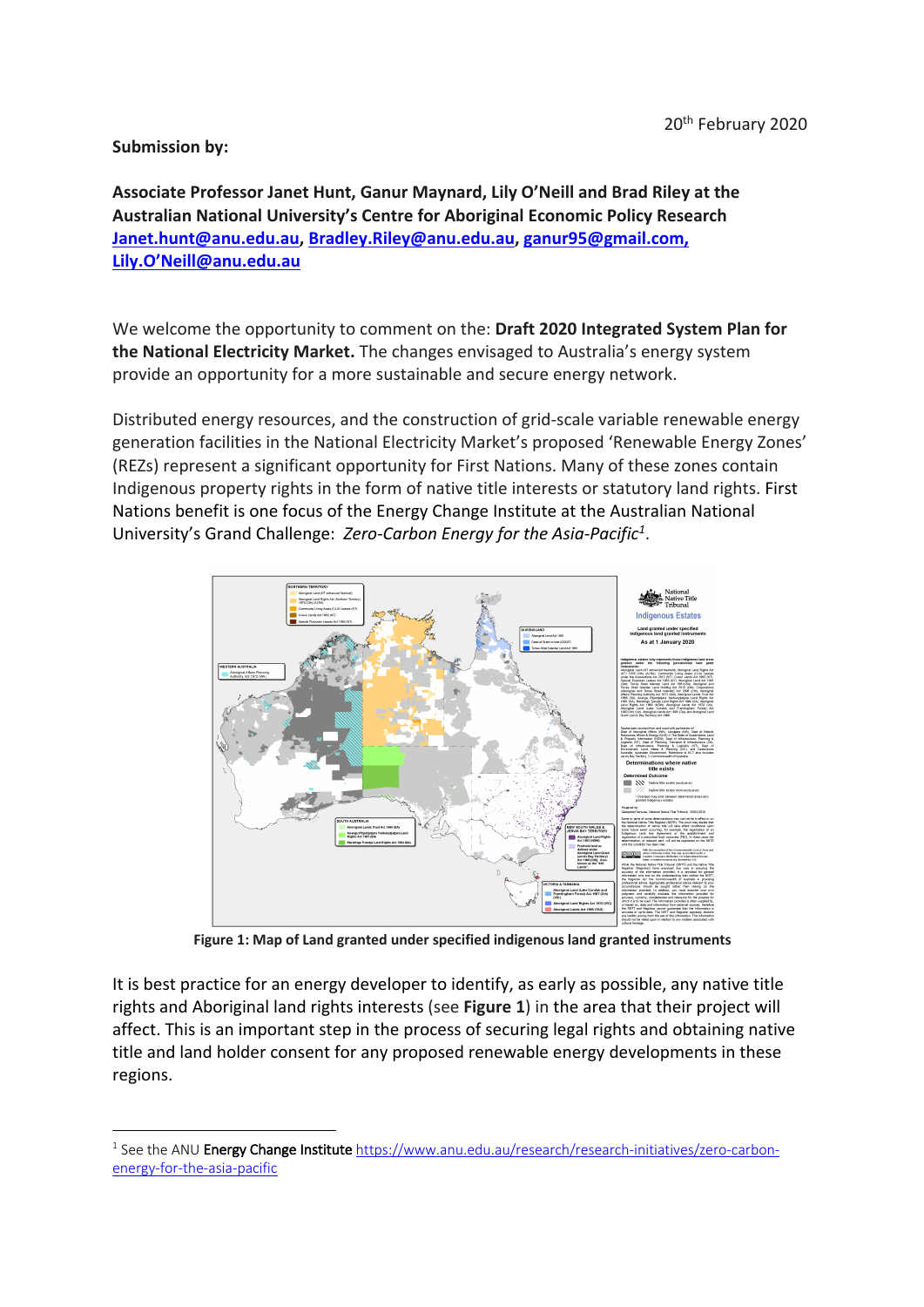20th February 2020

**Submission by:**

**Associate Professor Janet Hunt, Ganur Maynard, Lily O'Neill and Brad Riley at the Australian National University's Centre for Aboriginal Economic Policy Research**
**Janet.hunt@anu.edu.au, Bradley.Riley@anu.edu.au, ganur95@gmail.com, Lily.O'Neill@anu.edu.au**

We welcome the opportunity to comment on the: **Draft 2020 Integrated System Plan for the National Electricity Market.** The changes envisaged to Australia's energy system provide an opportunity for a more sustainable and secure energy network.

Distributed energy resources, and the construction of grid-scale variable renewable energy generation facilities in the National Electricity Market's proposed 'Renewable Energy Zones' (REZs) represent a significant opportunity for First Nations. Many of these zones contain Indigenous property rights in the form of native title interests or statutory land rights. First Nations benefit is one focus of the Energy Change Institute at the Australian National University's Grand Challenge: *Zero-Carbon Energy for the Asia-Pacific*[1].

**Figure 1: Map of Land granted under specified indigenous land granted instruments**

It is best practice for an energy developer to identify, as early as possible, any native title rights and Aboriginal land rights interests (see **Figure 1**) in the area that their project will affect. This is an important step in the process of securing legal rights and obtaining native title and land holder consent for any proposed renewable energy developments in these regions.

---

[1] See the ANU Energy Change Institute https://www.anu.edu.au/research/research-initiatives/zero-carbon-energy-for-the-asia-pacific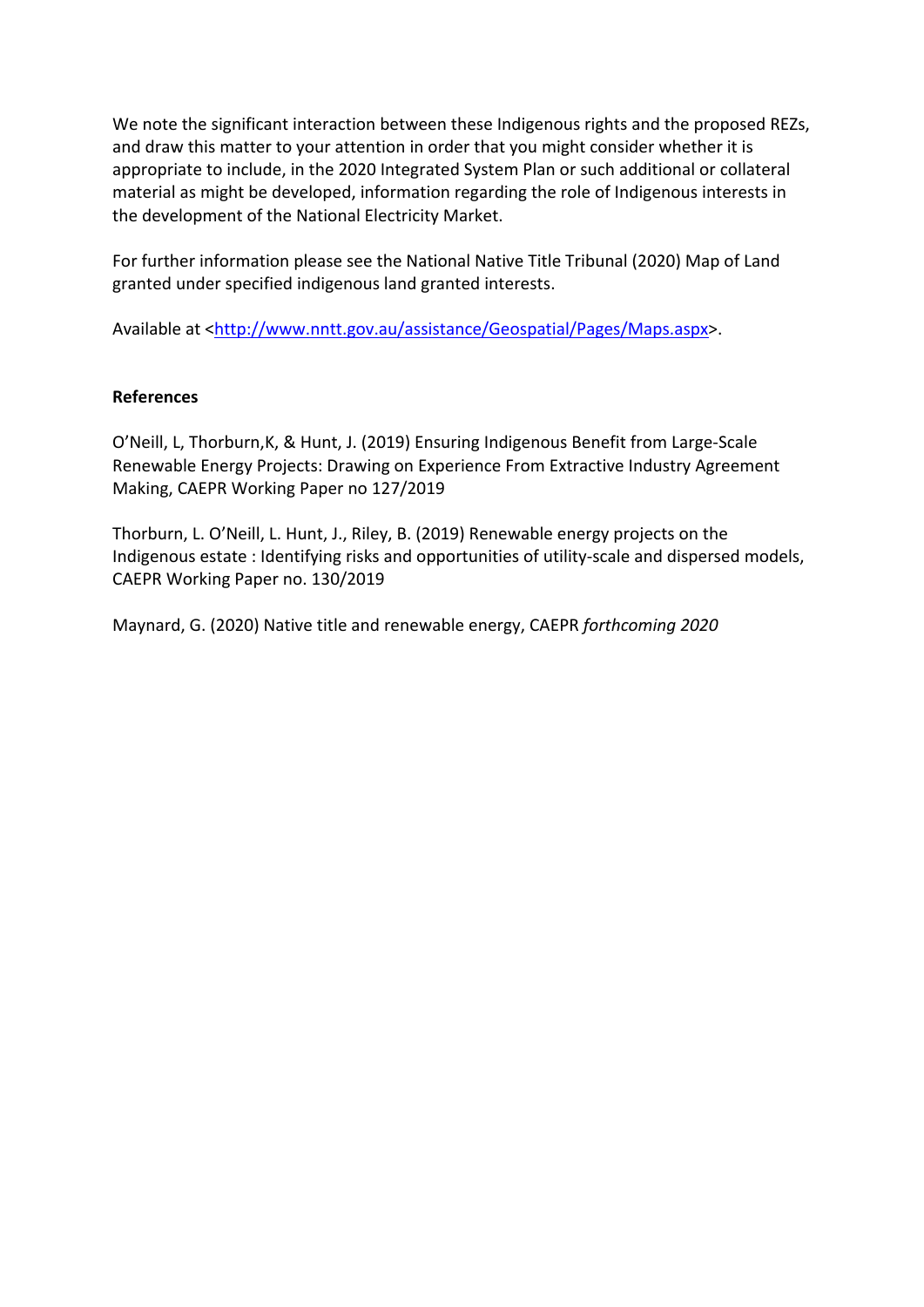We note the significant interaction between these Indigenous rights and the proposed REZs, and draw this matter to your attention in order that you might consider whether it is appropriate to include, in the 2020 Integrated System Plan or such additional or collateral material as might be developed, information regarding the role of Indigenous interests in the development of the National Electricity Market.

For further information please see the National Native Title Tribunal (2020) Map of Land granted under specified indigenous land granted interests.

Available at <http://www.nntt.gov.au/assistance/Geospatial/Pages/Maps.aspx>.

**References**

O'Neill, L, Thorburn,K, & Hunt, J. (2019) Ensuring Indigenous Benefit from Large-Scale Renewable Energy Projects: Drawing on Experience From Extractive Industry Agreement Making, CAEPR Working Paper no 127/2019

Thorburn, L. O'Neill, L. Hunt, J., Riley, B. (2019) Renewable energy projects on the Indigenous estate : Identifying risks and opportunities of utility-scale and dispersed models, CAEPR Working Paper no. 130/2019

Maynard, G. (2020) Native title and renewable energy, CAEPR *forthcoming 2020*